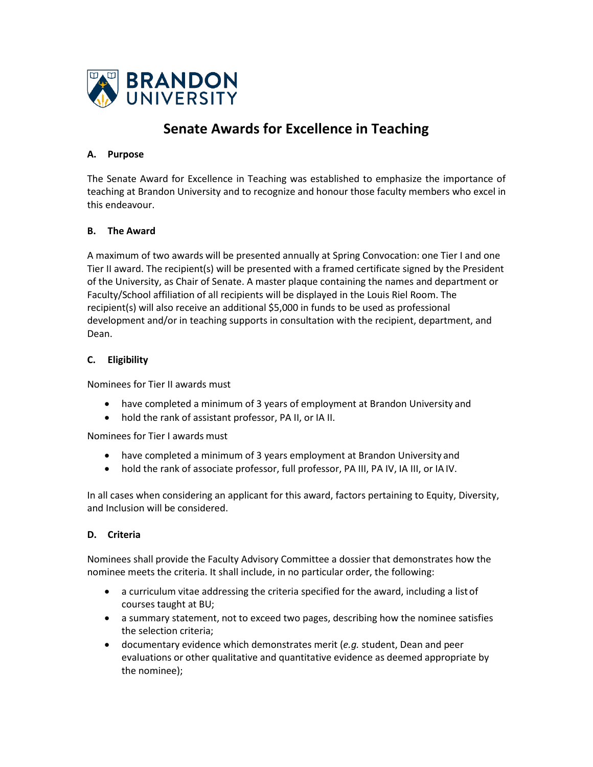# Senate Awards for Excellence in Teaching

### A. Purpose

The Senate Award for Excellence in Teaching was established to emphasize the importance of teaching at Brandon University and to recognize and honour those faculty members who excel in this endeavour.

### B. The Award

A maximum of two awards will be presented annually at Spring Convocation: one Tier I and one Tier II award. The recipient(s) will be presented with a framed certificate signed by the President of the University, as Chair of Senate. A master plaque containing the names and department or Faculty/School affiliation of all recipients will be displayed in the Louis Riel Room. The recipient(s) will also receive an additional $5,000 in funds to be used as professional development and/or in teaching supports in consultation with the recipient, department, and Dean.

### C. Eligibility

Nominees for Tier II awards must

- have completed a minimum of 3 years of employment at Brandon University and
- hold the rank of assistant professor, PA II, or IA II.

Nominees for Tier I awards must

- have completed a minimum of 3 years employment at Brandon University and
- hold the rank of associate professor, full professor, PA III, PA IV, IA III, or IA IV.

In all cases when considering an applicant for this award, factors pertaining to Equity, Diversity, and Inclusion will be considered.

### D. Criteria

Nominees shall provide the Faculty Advisory Committee a dossier that demonstrates how the nominee meets the criteria. It shall include, in no particular order, the following:

- a curriculum vitae addressing the criteria specified for the award, including a list of courses taught at BU;
- a summary statement, not to exceed two pages, describing how the nominee satisfies the selection criteria;
- documentary evidence which demonstrates merit (*e.g.* student, Dean and peer evaluations or other qualitative and quantitative evidence as deemed appropriate by the nominee);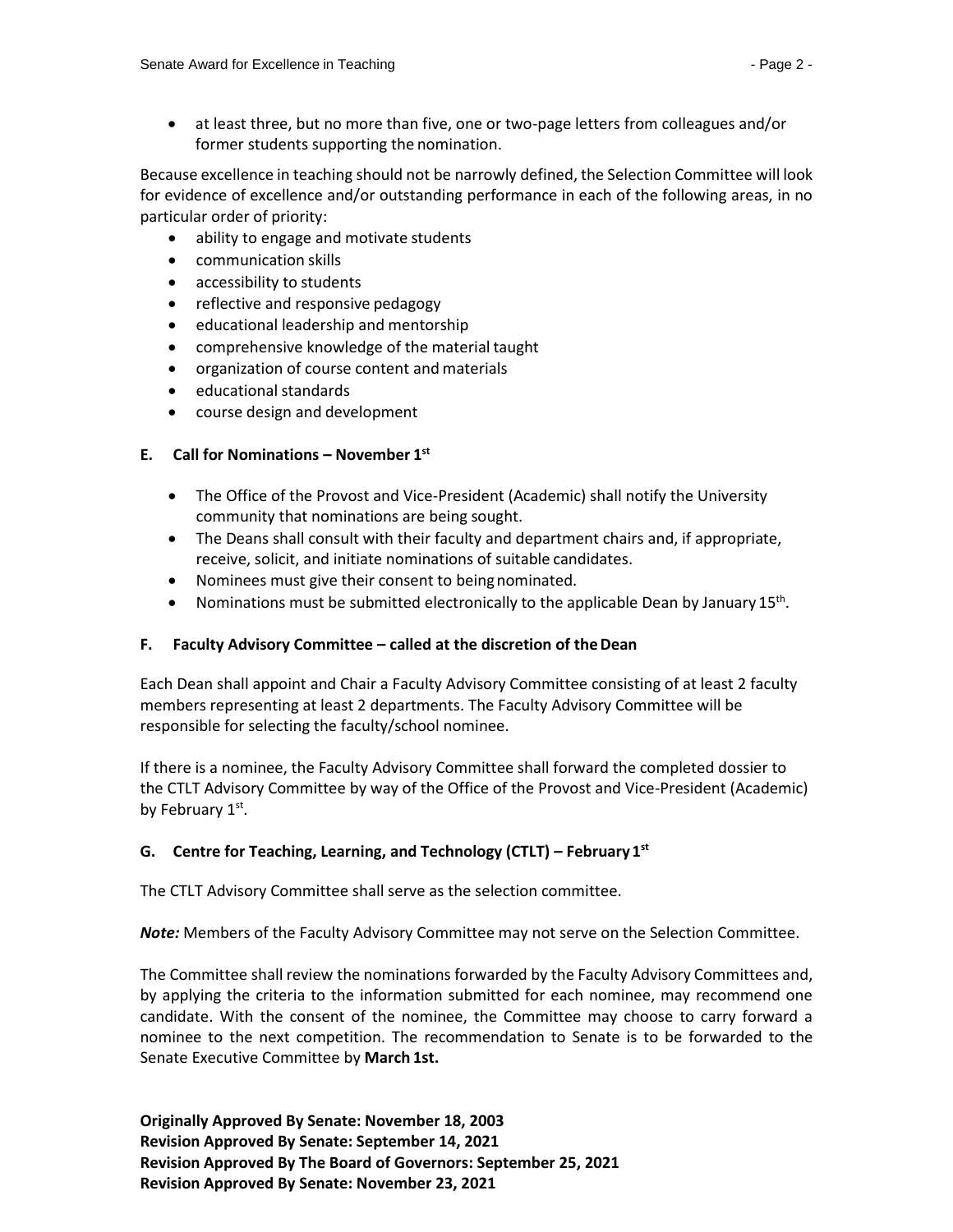- at least three, but no more than five, one or two-page letters from colleagues and/or former students supporting the nomination.

Because excellence in teaching should not be narrowly defined, the Selection Committee will look for evidence of excellence and/or outstanding performance in each of the following areas, in no particular order of priority:

- ability to engage and motivate students
- communication skills
- accessibility to students
- reflective and responsive pedagogy
- educational leadership and mentorship
- comprehensive knowledge of the material taught
- organization of course content and materials
- educational standards
- course design and development

### E. Call for Nominations – November 1st

- The Office of the Provost and Vice-President (Academic) shall notify the University community that nominations are being sought.
- The Deans shall consult with their faculty and department chairs and, if appropriate, receive, solicit, and initiate nominations of suitable candidates.
- Nominees must give their consent to being nominated.
- Nominations must be submitted electronically to the applicable Dean by January 15th.

### F. Faculty Advisory Committee – called at the discretion of the Dean

Each Dean shall appoint and Chair a Faculty Advisory Committee consisting of at least 2 faculty members representing at least 2 departments. The Faculty Advisory Committee will be responsible for selecting the faculty/school nominee.

If there is a nominee, the Faculty Advisory Committee shall forward the completed dossier to the CTLT Advisory Committee by way of the Office of the Provost and Vice-President (Academic) by February 1st.

### G. Centre for Teaching, Learning, and Technology (CTLT) – February 1st

The CTLT Advisory Committee shall serve as the selection committee.

***Note:*** Members of the Faculty Advisory Committee may not serve on the Selection Committee.

The Committee shall review the nominations forwarded by the Faculty Advisory Committees and, by applying the criteria to the information submitted for each nominee, may recommend one candidate. With the consent of the nominee, the Committee may choose to carry forward a nominee to the next competition. The recommendation to Senate is to be forwarded to the Senate Executive Committee by **March 1st.**

**Originally Approved By Senate: November 18, 2003**
**Revision Approved By Senate: September 14, 2021**
**Revision Approved By The Board of Governors: September 25, 2021**
**Revision Approved By Senate: November 23, 2021**